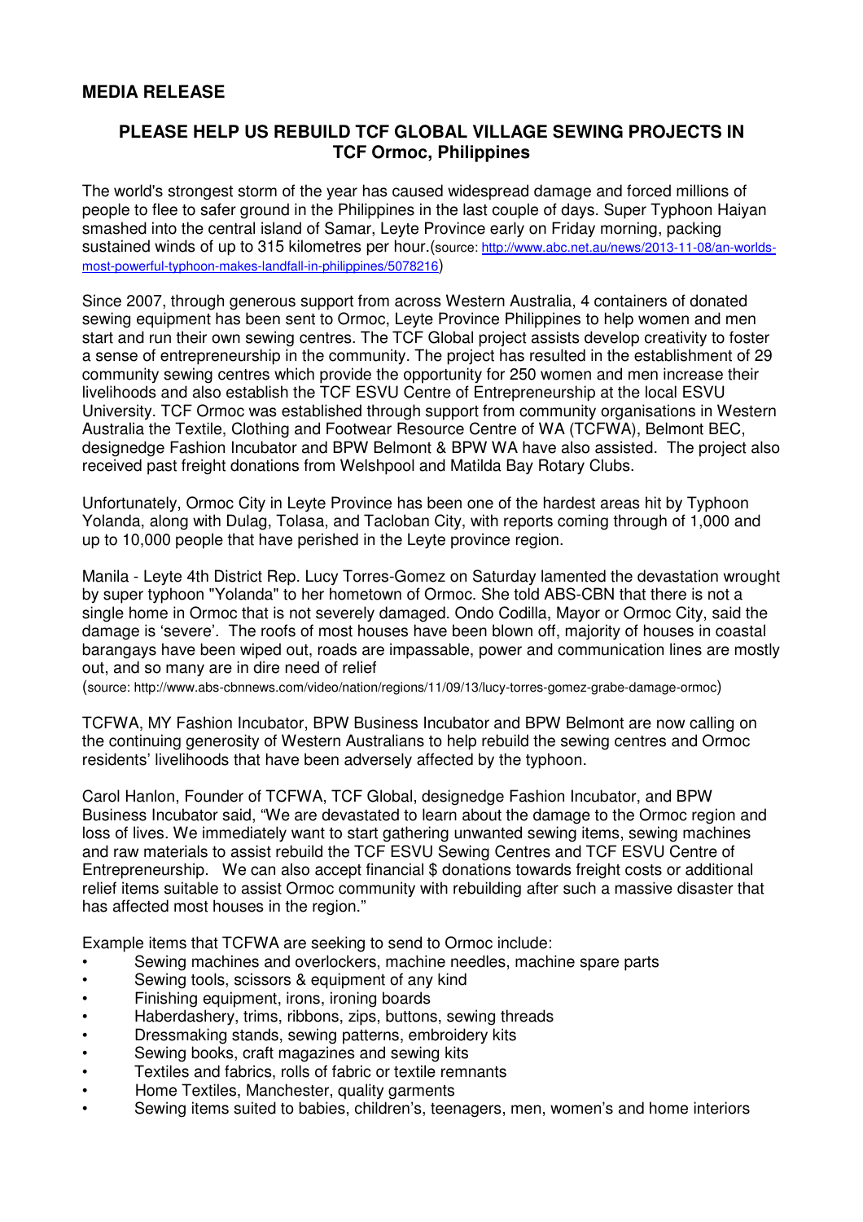## MEDIA RELEASE

### PLEASE HELP US REBUILD TCF GLOBAL VILLAGE SEWING PROJECTS IN TCF Ormoc, Philippines

The world's strongest storm of the year has caused widespread damage and forced millions of people to flee to safer ground in the Philippines in the last couple of days. Super Typhoon Haiyan smashed into the central island of Samar, Leyte Province early on Friday morning, packing sustained winds of up to 315 kilometres per hour.(source: http://www.abc.net.au/news/2013-11-08/an-worlds-most-powerful-typhoon-makes-landfall-in-philippines/5078216)

Since 2007, through generous support from across Western Australia, 4 containers of donated sewing equipment has been sent to Ormoc, Leyte Province Philippines to help women and men start and run their own sewing centres. The TCF Global project assists develop creativity to foster a sense of entrepreneurship in the community. The project has resulted in the establishment of 29 community sewing centres which provide the opportunity for 250 women and men increase their livelihoods and also establish the TCF ESVU Centre of Entrepreneurship at the local ESVU University. TCF Ormoc was established through support from community organisations in Western Australia the Textile, Clothing and Footwear Resource Centre of WA (TCFWA), Belmont BEC, designedge Fashion Incubator and BPW Belmont & BPW WA have also assisted. The project also received past freight donations from Welshpool and Matilda Bay Rotary Clubs.

Unfortunately, Ormoc City in Leyte Province has been one of the hardest areas hit by Typhoon Yolanda, along with Dulag, Tolasa, and Tacloban City, with reports coming through of 1,000 and up to 10,000 people that have perished in the Leyte province region.

Manila - Leyte 4th District Rep. Lucy Torres-Gomez on Saturday lamented the devastation wrought by super typhoon "Yolanda" to her hometown of Ormoc. She told ABS-CBN that there is not a single home in Ormoc that is not severely damaged. Ondo Codilla, Mayor or Ormoc City, said the damage is 'severe'. The roofs of most houses have been blown off, majority of houses in coastal barangays have been wiped out, roads are impassable, power and communication lines are mostly out, and so many are in dire need of relief

(source: http://www.abs-cbnnews.com/video/nation/regions/11/09/13/lucy-torres-gomez-grabe-damage-ormoc)

TCFWA, MY Fashion Incubator, BPW Business Incubator and BPW Belmont are now calling on the continuing generosity of Western Australians to help rebuild the sewing centres and Ormoc residents' livelihoods that have been adversely affected by the typhoon.

Carol Hanlon, Founder of TCFWA, TCF Global, designedge Fashion Incubator, and BPW Business Incubator said, "We are devastated to learn about the damage to the Ormoc region and loss of lives. We immediately want to start gathering unwanted sewing items, sewing machines and raw materials to assist rebuild the TCF ESVU Sewing Centres and TCF ESVU Centre of Entrepreneurship. We can also accept financial $ donations towards freight costs or additional relief items suitable to assist Ormoc community with rebuilding after such a massive disaster that has affected most houses in the region."

Example items that TCFWA are seeking to send to Ormoc include:

- Sewing machines and overlockers, machine needles, machine spare parts
- Sewing tools, scissors & equipment of any kind
- Finishing equipment, irons, ironing boards
- Haberdashery, trims, ribbons, zips, buttons, sewing threads
- Dressmaking stands, sewing patterns, embroidery kits
- Sewing books, craft magazines and sewing kits
- Textiles and fabrics, rolls of fabric or textile remnants
- Home Textiles, Manchester, quality garments
- Sewing items suited to babies, children's, teenagers, men, women's and home interiors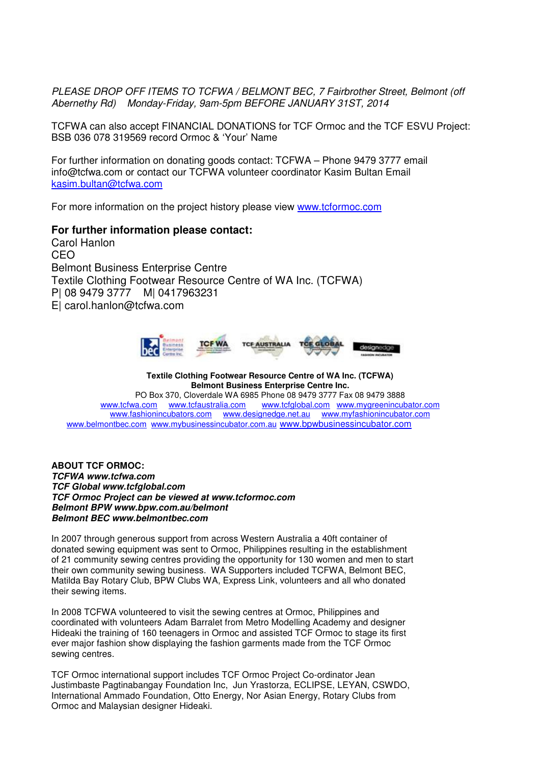*PLEASE DROP OFF ITEMS TO TCFWA / BELMONT BEC, 7 Fairbrother Street, Belmont (off Abernethy Rd) Monday-Friday, 9am-5pm BEFORE JANUARY 31ST, 2014*

TCFWA can also accept FINANCIAL DONATIONS for TCF Ormoc and the TCF ESVU Project: BSB 036 078 319569 record Ormoc & 'Your' Name

For further information on donating goods contact: TCFWA – Phone 9479 3777 email info@tcfwa.com or contact our TCFWA volunteer coordinator Kasim Bultan Email kasim.bultan@tcfwa.com

For more information on the project history please view www.tcformoc.com

**For further information please contact:**
Carol Hanlon
CEO
Belmont Business Enterprise Centre
Textile Clothing Footwear Resource Centre of WA Inc. (TCFWA)
P| 08 9479 3777 M| 0417963231
E| carol.hanlon@tcfwa.com

**Textile Clothing Footwear Resource Centre of WA Inc. (TCFWA)**
**Belmont Business Enterprise Centre Inc.**
PO Box 370, Cloverdale WA 6985 Phone 08 9479 3777 Fax 08 9479 3888
www.tcfwa.com www.tcfaustralia.com www.tcfglobal.com www.mygreenincubator.com
www.fashionincubators.com www.designedge.net.au www.myfashionincubator.com
www.belmontbec.com www.mybusinessincubator.com.au www.bpwbusinessincubator.com

**ABOUT TCF ORMOC:**
***TCFWA www.tcfwa.com***
***TCF Global www.tcfglobal.com***
***TCF Ormoc Project can be viewed at www.tcformoc.com***
***Belmont BPW www.bpw.com.au/belmont***
***Belmont BEC www.belmontbec.com***

In 2007 through generous support from across Western Australia a 40ft container of donated sewing equipment was sent to Ormoc, Philippines resulting in the establishment of 21 community sewing centres providing the opportunity for 130 women and men to start their own community sewing business. WA Supporters included TCFWA, Belmont BEC, Matilda Bay Rotary Club, BPW Clubs WA, Express Link, volunteers and all who donated their sewing items.

In 2008 TCFWA volunteered to visit the sewing centres at Ormoc, Philippines and coordinated with volunteers Adam Barralet from Metro Modelling Academy and designer Hideaki the training of 160 teenagers in Ormoc and assisted TCF Ormoc to stage its first ever major fashion show displaying the fashion garments made from the TCF Ormoc sewing centres.

TCF Ormoc international support includes TCF Ormoc Project Co-ordinator Jean Justimbaste Pagtinabangay Foundation Inc, Jun Yrastorza, ECLIPSE, LEYAN, CSWDO, International Ammado Foundation, Otto Energy, Nor Asian Energy, Rotary Clubs from Ormoc and Malaysian designer Hideaki.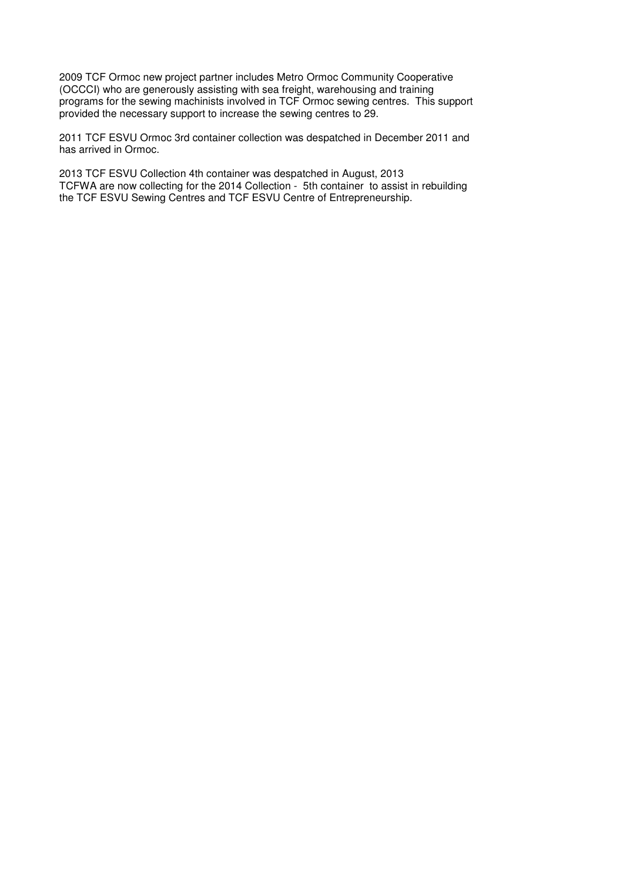2009 TCF Ormoc new project partner includes Metro Ormoc Community Cooperative (OCCCI) who are generously assisting with sea freight, warehousing and training programs for the sewing machinists involved in TCF Ormoc sewing centres. This support provided the necessary support to increase the sewing centres to 29.

2011 TCF ESVU Ormoc 3rd container collection was despatched in December 2011 and has arrived in Ormoc.

2013 TCF ESVU Collection 4th container was despatched in August, 2013
TCFWA are now collecting for the 2014 Collection - 5th container to assist in rebuilding the TCF ESVU Sewing Centres and TCF ESVU Centre of Entrepreneurship.